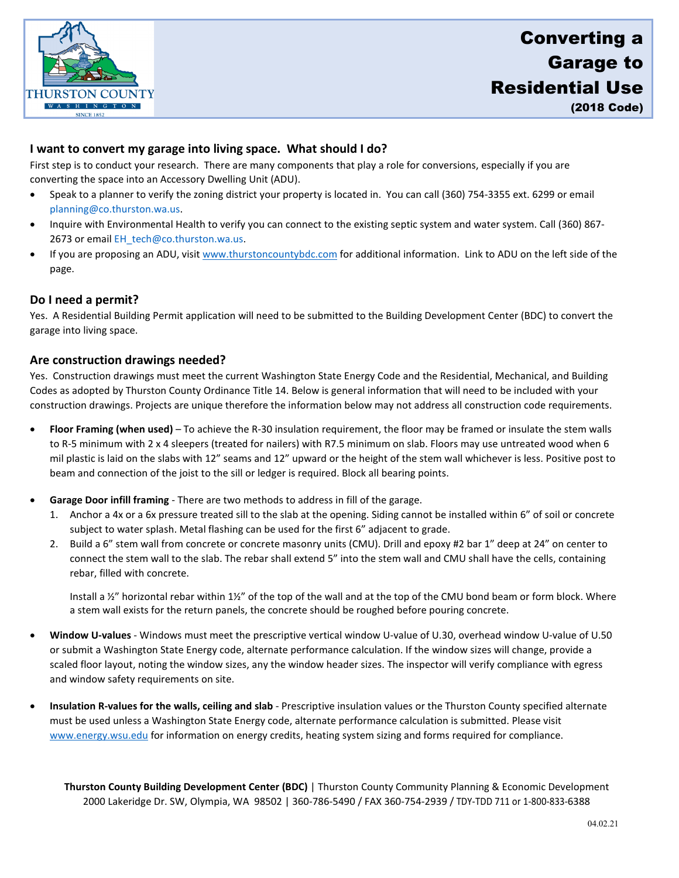# Converting a Garage to Residential Use

(2018 Code)

## I want to convert my garage into living space. What should I do?

First step is to conduct your research. There are many components that play a role for conversions, especially if you are converting the space into an Accessory Dwelling Unit (ADU).

- Speak to a planner to verify the zoning district your property is located in. You can call (360) 754-3355 ext. 6299 or email planning@co.thurston.wa.us.
- Inquire with Environmental Health to verify you can connect to the existing septic system and water system. Call (360) 867-2673 or email EH_tech@co.thurston.wa.us.
- If you are proposing an ADU, visit www.thurstoncountybdc.com for additional information. Link to ADU on the left side of the page.

## Do I need a permit?

Yes. A Residential Building Permit application will need to be submitted to the Building Development Center (BDC) to convert the garage into living space.

## Are construction drawings needed?

Yes. Construction drawings must meet the current Washington State Energy Code and the Residential, Mechanical, and Building Codes as adopted by Thurston County Ordinance Title 14. Below is general information that will need to be included with your construction drawings. Projects are unique therefore the information below may not address all construction code requirements.

- **Floor Framing (when used)** – To achieve the R-30 insulation requirement, the floor may be framed or insulate the stem walls to R-5 minimum with 2 x 4 sleepers (treated for nailers) with R7.5 minimum on slab. Floors may use untreated wood when 6 mil plastic is laid on the slabs with 12" seams and 12" upward or the height of the stem wall whichever is less. Positive post to beam and connection of the joist to the sill or ledger is required. Block all bearing points.

- **Garage Door infill framing** - There are two methods to address in fill of the garage.
  1. Anchor a 4x or a 6x pressure treated sill to the slab at the opening. Siding cannot be installed within 6" of soil or concrete subject to water splash. Metal flashing can be used for the first 6" adjacent to grade.
  2. Build a 6" stem wall from concrete or concrete masonry units (CMU). Drill and epoxy #2 bar 1" deep at 24" on center to connect the stem wall to the slab. The rebar shall extend 5" into the stem wall and CMU shall have the cells, containing rebar, filled with concrete.

     Install a ½" horizontal rebar within 1½" of the top of the wall and at the top of the CMU bond beam or form block. Where a stem wall exists for the return panels, the concrete should be roughed before pouring concrete.

- **Window U-values** - Windows must meet the prescriptive vertical window U-value of U.30, overhead window U-value of U.50 or submit a Washington State Energy code, alternate performance calculation. If the window sizes will change, provide a scaled floor layout, noting the window sizes, any the window header sizes. The inspector will verify compliance with egress and window safety requirements on site.

- **Insulation R-values for the walls, ceiling and slab** - Prescriptive insulation values or the Thurston County specified alternate must be used unless a Washington State Energy code, alternate performance calculation is submitted. Please visit www.energy.wsu.edu for information on energy credits, heating system sizing and forms required for compliance.

**Thurston County Building Development Center (BDC)** | Thurston County Community Planning & Economic Development
2000 Lakeridge Dr. SW, Olympia, WA 98502 | 360-786-5490 / FAX 360-754-2939 / TDY-TDD 711 or 1-800-833-6388

04.02.21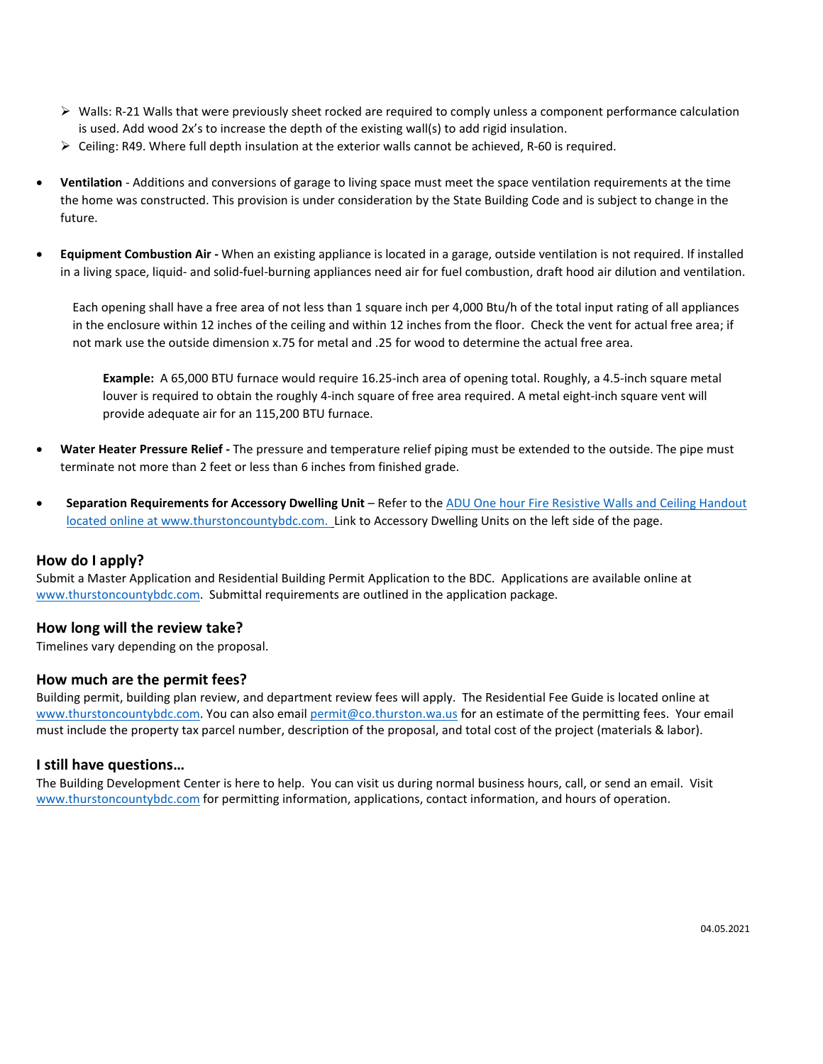- Walls: R-21 Walls that were previously sheet rocked are required to comply unless a component performance calculation is used. Add wood 2x's to increase the depth of the existing wall(s) to add rigid insulation.
- Ceiling: R49. Where full depth insulation at the exterior walls cannot be achieved, R-60 is required.

- **Ventilation** - Additions and conversions of garage to living space must meet the space ventilation requirements at the time the home was constructed. This provision is under consideration by the State Building Code and is subject to change in the future.

- **Equipment Combustion Air -** When an existing appliance is located in a garage, outside ventilation is not required. If installed in a living space, liquid- and solid-fuel-burning appliances need air for fuel combustion, draft hood air dilution and ventilation.

  Each opening shall have a free area of not less than 1 square inch per 4,000 Btu/h of the total input rating of all appliances in the enclosure within 12 inches of the ceiling and within 12 inches from the floor. Check the vent for actual free area; if not mark use the outside dimension x.75 for metal and .25 for wood to determine the actual free area.

  **Example:** A 65,000 BTU furnace would require 16.25-inch area of opening total. Roughly, a 4.5-inch square metal louver is required to obtain the roughly 4-inch square of free area required. A metal eight-inch square vent will provide adequate air for an 115,200 BTU furnace.

- **Water Heater Pressure Relief -** The pressure and temperature relief piping must be extended to the outside. The pipe must terminate not more than 2 feet or less than 6 inches from finished grade.

- **Separation Requirements for Accessory Dwelling Unit** – Refer to the ADU One hour Fire Resistive Walls and Ceiling Handout located online at www.thurstoncountybdc.com. Link to Accessory Dwelling Units on the left side of the page.

## How do I apply?

Submit a Master Application and Residential Building Permit Application to the BDC. Applications are available online at www.thurstoncountybdc.com. Submittal requirements are outlined in the application package.

## How long will the review take?

Timelines vary depending on the proposal.

## How much are the permit fees?

Building permit, building plan review, and department review fees will apply. The Residential Fee Guide is located online at www.thurstoncountybdc.com. You can also email permit@co.thurston.wa.us for an estimate of the permitting fees. Your email must include the property tax parcel number, description of the proposal, and total cost of the project (materials & labor).

## I still have questions…

The Building Development Center is here to help. You can visit us during normal business hours, call, or send an email. Visit www.thurstoncountybdc.com for permitting information, applications, contact information, and hours of operation.

04.05.2021